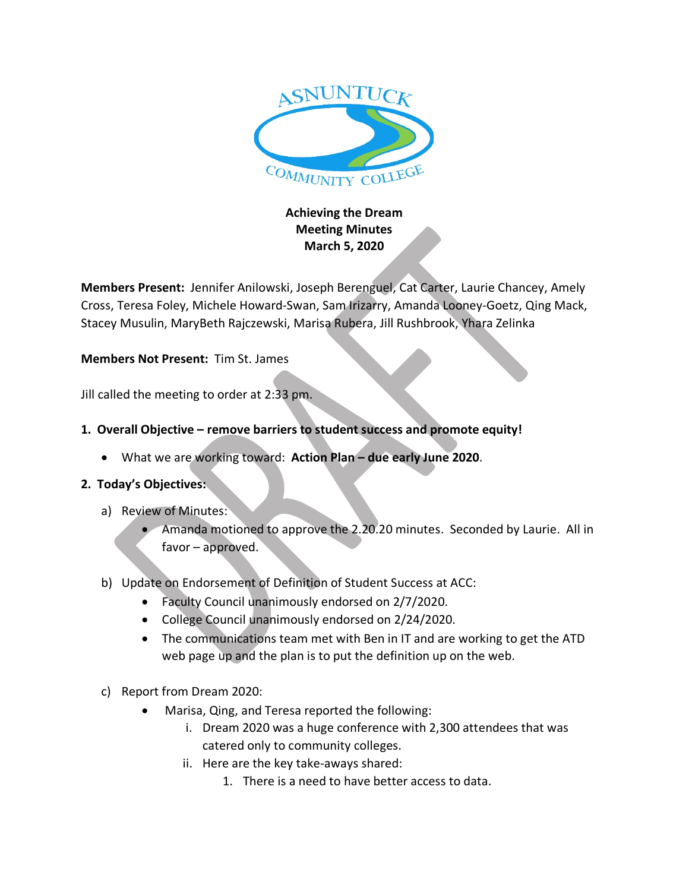**Achieving the Dream**
**Meeting Minutes**
**March 5, 2020**

**Members Present:** Jennifer Anilowski, Joseph Berenguel, Cat Carter, Laurie Chancey, Amely Cross, Teresa Foley, Michele Howard-Swan, Sam Irizarry, Amanda Looney-Goetz, Qing Mack, Stacey Musulin, MaryBeth Rajczewski, Marisa Rubera, Jill Rushbrook, Yhara Zelinka

**Members Not Present:** Tim St. James

Jill called the meeting to order at 2:33 pm.

1. **Overall Objective – remove barriers to student success and promote equity!**
   - What we are working toward: **Action Plan – due early June 2020**.

2. **Today's Objectives:**

   a) Review of Minutes:
      - Amanda motioned to approve the 2.20.20 minutes. Seconded by Laurie. All in favor – approved.

   b) Update on Endorsement of Definition of Student Success at ACC:
      - Faculty Council unanimously endorsed on 2/7/2020.
      - College Council unanimously endorsed on 2/24/2020.
      - The communications team met with Ben in IT and are working to get the ATD web page up and the plan is to put the definition up on the web.

   c) Report from Dream 2020:
      - Marisa, Qing, and Teresa reported the following:
         i. Dream 2020 was a huge conference with 2,300 attendees that was catered only to community colleges.
         ii. Here are the key take-aways shared:
            1. There is a need to have better access to data.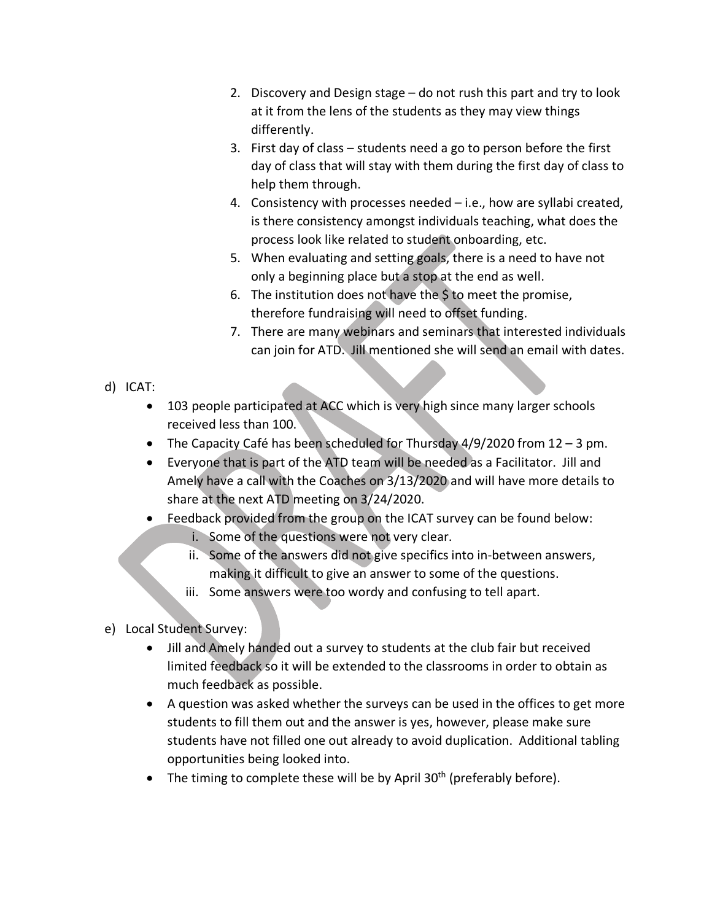2. Discovery and Design stage – do not rush this part and try to look at it from the lens of the students as they may view things differently.
3. First day of class – students need a go to person before the first day of class that will stay with them during the first day of class to help them through.
4. Consistency with processes needed – i.e., how are syllabi created, is there consistency amongst individuals teaching, what does the process look like related to student onboarding, etc.
5. When evaluating and setting goals, there is a need to have not only a beginning place but a stop at the end as well.
6. The institution does not have the $ to meet the promise, therefore fundraising will need to offset funding.
7. There are many webinars and seminars that interested individuals can join for ATD. Jill mentioned she will send an email with dates.

d) ICAT:

- 103 people participated at ACC which is very high since many larger schools received less than 100.
- The Capacity Café has been scheduled for Thursday 4/9/2020 from 12 – 3 pm.
- Everyone that is part of the ATD team will be needed as a Facilitator. Jill and Amely have a call with the Coaches on 3/13/2020 and will have more details to share at the next ATD meeting on 3/24/2020.
- Feedback provided from the group on the ICAT survey can be found below:
    - i. Some of the questions were not very clear.
    - ii. Some of the answers did not give specifics into in-between answers, making it difficult to give an answer to some of the questions.
    - iii. Some answers were too wordy and confusing to tell apart.

e) Local Student Survey:

- Jill and Amely handed out a survey to students at the club fair but received limited feedback so it will be extended to the classrooms in order to obtain as much feedback as possible.
- A question was asked whether the surveys can be used in the offices to get more students to fill them out and the answer is yes, however, please make sure students have not filled one out already to avoid duplication. Additional tabling opportunities being looked into.
- The timing to complete these will be by April 30th (preferably before).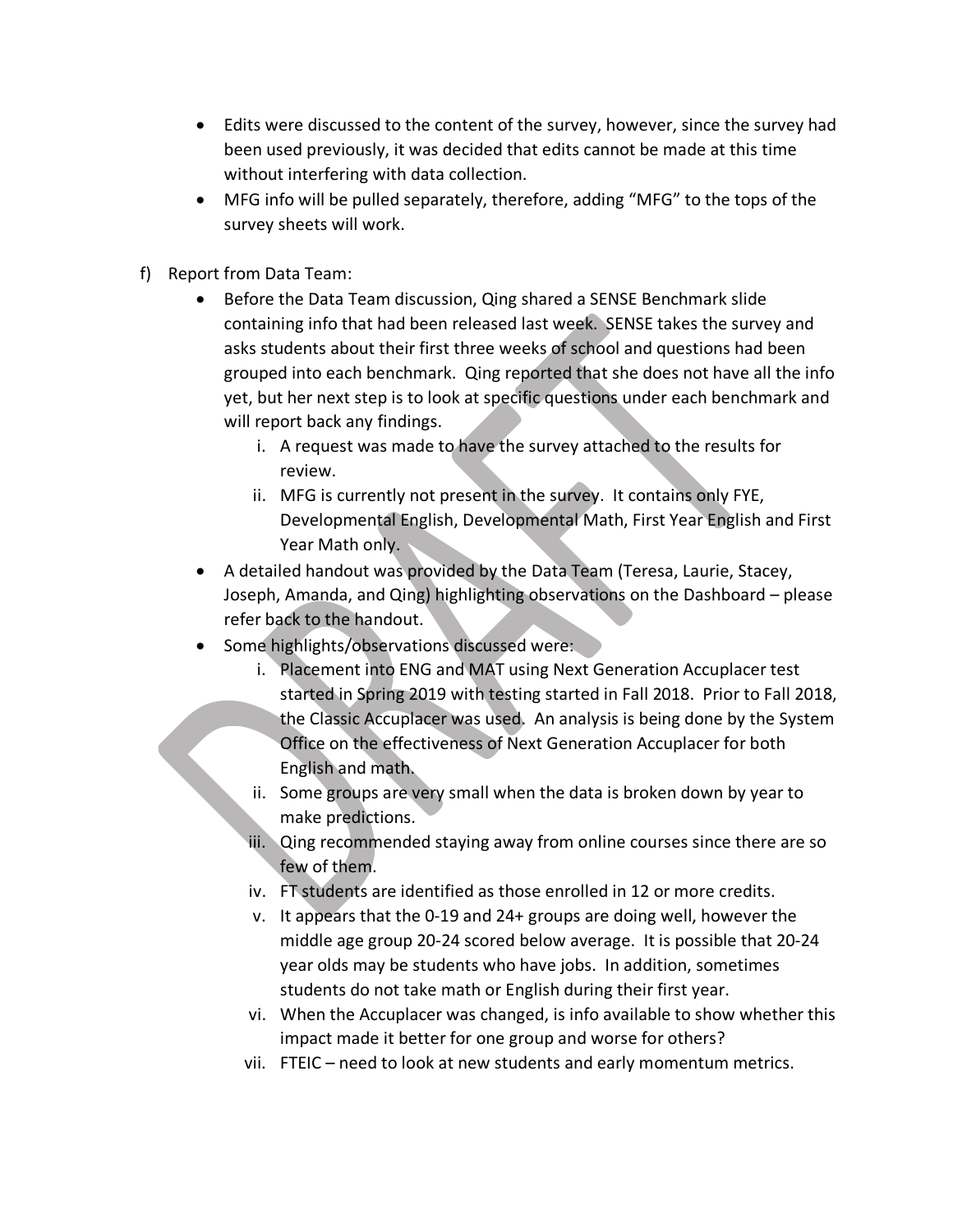- Edits were discussed to the content of the survey, however, since the survey had been used previously, it was decided that edits cannot be made at this time without interfering with data collection.
- MFG info will be pulled separately, therefore, adding "MFG" to the tops of the survey sheets will work.

f) Report from Data Team:

- Before the Data Team discussion, Qing shared a SENSE Benchmark slide containing info that had been released last week. SENSE takes the survey and asks students about their first three weeks of school and questions had been grouped into each benchmark. Qing reported that she does not have all the info yet, but her next step is to look at specific questions under each benchmark and will report back any findings.
    - i. A request was made to have the survey attached to the results for review.
    - ii. MFG is currently not present in the survey. It contains only FYE, Developmental English, Developmental Math, First Year English and First Year Math only.
- A detailed handout was provided by the Data Team (Teresa, Laurie, Stacey, Joseph, Amanda, and Qing) highlighting observations on the Dashboard – please refer back to the handout.
- Some highlights/observations discussed were:
    - i. Placement into ENG and MAT using Next Generation Accuplacer test started in Spring 2019 with testing started in Fall 2018. Prior to Fall 2018, the Classic Accuplacer was used. An analysis is being done by the System Office on the effectiveness of Next Generation Accuplacer for both English and math.
    - ii. Some groups are very small when the data is broken down by year to make predictions.
    - iii. Qing recommended staying away from online courses since there are so few of them.
    - iv. FT students are identified as those enrolled in 12 or more credits.
    - v. It appears that the 0-19 and 24+ groups are doing well, however the middle age group 20-24 scored below average. It is possible that 20-24 year olds may be students who have jobs. In addition, sometimes students do not take math or English during their first year.
    - vi. When the Accuplacer was changed, is info available to show whether this impact made it better for one group and worse for others?
    - vii. FTEIC – need to look at new students and early momentum metrics.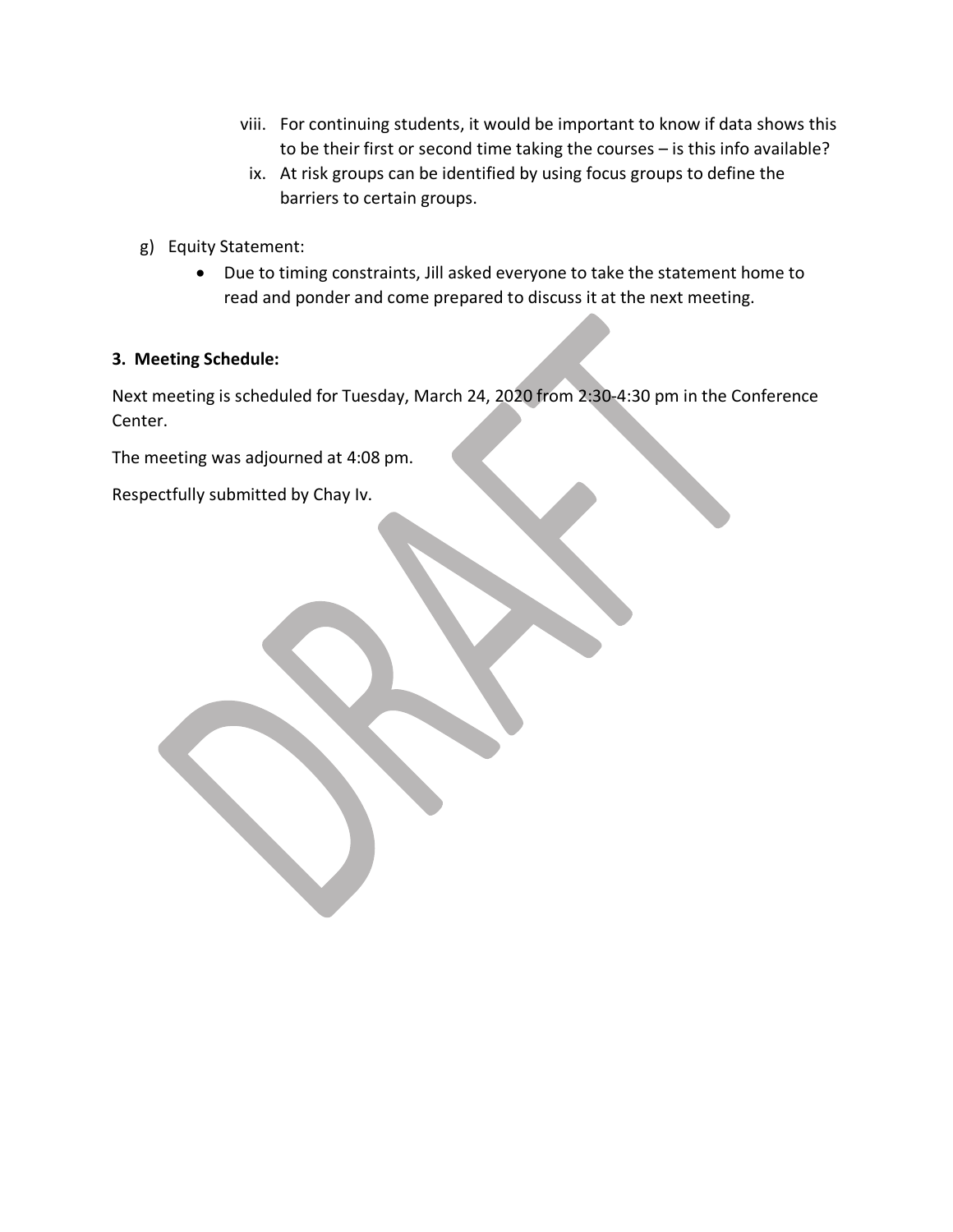viii. For continuing students, it would be important to know if data shows this to be their first or second time taking the courses – is this info available?

ix. At risk groups can be identified by using focus groups to define the barriers to certain groups.

g) Equity Statement:

- Due to timing constraints, Jill asked everyone to take the statement home to read and ponder and come prepared to discuss it at the next meeting.

**3. Meeting Schedule:**

Next meeting is scheduled for Tuesday, March 24, 2020 from 2:30-4:30 pm in the Conference Center.

The meeting was adjourned at 4:08 pm.

Respectfully submitted by Chay Iv.